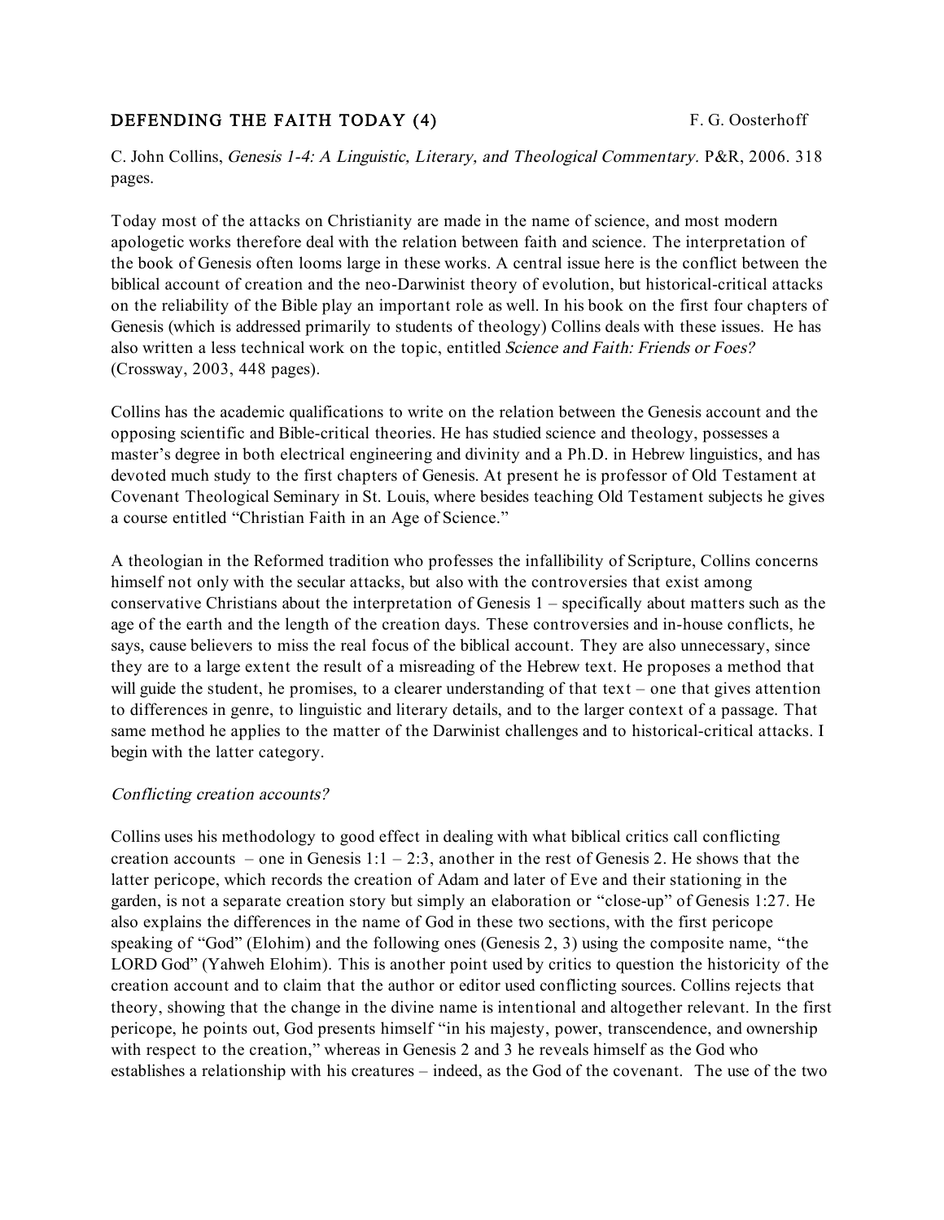## DEFENDING THE FAITH TODAY (4)

F. G. Oosterhoff

C. John Collins, *Genesis 1-4: A Linguistic, Literary, and Theological Commentary*. P&R, 2006. 318 pages.

Today most of the attacks on Christianity are made in the name of science, and most modern apologetic works therefore deal with the relation between faith and science. The interpretation of the book of Genesis often looms large in these works. A central issue here is the conflict between the biblical account of creation and the neo-Darwinist theory of evolution, but historical-critical attacks on the reliability of the Bible play an important role as well. In his book on the first four chapters of Genesis (which is addressed primarily to students of theology) Collins deals with these issues. He has also written a less technical work on the topic, entitled *Science and Faith: Friends or Foes?* (Crossway, 2003, 448 pages).

Collins has the academic qualifications to write on the relation between the Genesis account and the opposing scientific and Bible-critical theories. He has studied science and theology, possesses a master's degree in both electrical engineering and divinity and a Ph.D. in Hebrew linguistics, and has devoted much study to the first chapters of Genesis. At present he is professor of Old Testament at Covenant Theological Seminary in St. Louis, where besides teaching Old Testament subjects he gives a course entitled "Christian Faith in an Age of Science."

A theologian in the Reformed tradition who professes the infallibility of Scripture, Collins concerns himself not only with the secular attacks, but also with the controversies that exist among conservative Christians about the interpretation of Genesis 1 – specifically about matters such as the age of the earth and the length of the creation days. These controversies and in-house conflicts, he says, cause believers to miss the real focus of the biblical account. They are also unnecessary, since they are to a large extent the result of a misreading of the Hebrew text. He proposes a method that will guide the student, he promises, to a clearer understanding of that text – one that gives attention to differences in genre, to linguistic and literary details, and to the larger context of a passage. That same method he applies to the matter of the Darwinist challenges and to historical-critical attacks. I begin with the latter category.

### *Conflicting creation accounts?*

Collins uses his methodology to good effect in dealing with what biblical critics call conflicting creation accounts – one in Genesis 1:1 – 2:3, another in the rest of Genesis 2. He shows that the latter pericope, which records the creation of Adam and later of Eve and their stationing in the garden, is not a separate creation story but simply an elaboration or "close-up" of Genesis 1:27. He also explains the differences in the name of God in these two sections, with the first pericope speaking of "God" (Elohim) and the following ones (Genesis 2, 3) using the composite name, "the LORD God" (Yahweh Elohim). This is another point used by critics to question the historicity of the creation account and to claim that the author or editor used conflicting sources. Collins rejects that theory, showing that the change in the divine name is intentional and altogether relevant. In the first pericope, he points out, God presents himself "in his majesty, power, transcendence, and ownership with respect to the creation," whereas in Genesis 2 and 3 he reveals himself as the God who establishes a relationship with his creatures – indeed, as the God of the covenant. The use of the two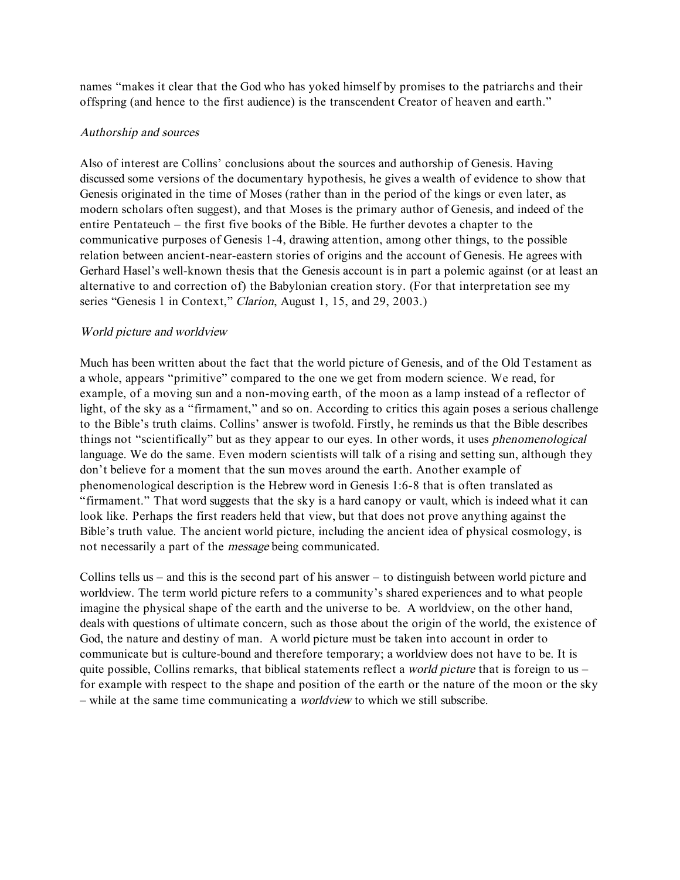names “makes it clear that the God who has yoked himself by promises to the patriarchs and their offspring (and hence to the first audience) is the transcendent Creator of heaven and earth.”

*Authorship and sources*

Also of interest are Collins’ conclusions about the sources and authorship of Genesis. Having discussed some versions of the documentary hypothesis, he gives a wealth of evidence to show that Genesis originated in the time of Moses (rather than in the period of the kings or even later, as modern scholars often suggest), and that Moses is the primary author of Genesis, and indeed of the entire Pentateuch – the first five books of the Bible. He further devotes a chapter to the communicative purposes of Genesis 1-4, drawing attention, among other things, to the possible relation between ancient-near-eastern stories of origins and the account of Genesis. He agrees with Gerhard Hasel’s well-known thesis that the Genesis account is in part a polemic against (or at least an alternative to and correction of) the Babylonian creation story. (For that interpretation see my series “Genesis 1 in Context,” *Clarion*, August 1, 15, and 29, 2003.)

*World picture and worldview*

Much has been written about the fact that the world picture of Genesis, and of the Old Testament as a whole, appears “primitive” compared to the one we get from modern science. We read, for example, of a moving sun and a non-moving earth, of the moon as a lamp instead of a reflector of light, of the sky as a “firmament,” and so on. According to critics this again poses a serious challenge to the Bible’s truth claims. Collins’ answer is twofold. Firstly, he reminds us that the Bible describes things not “scientifically” but as they appear to our eyes. In other words, it uses *phenomenological* language. We do the same. Even modern scientists will talk of a rising and setting sun, although they don’t believe for a moment that the sun moves around the earth. Another example of phenomenological description is the Hebrew word in Genesis 1:6-8 that is often translated as “firmament.” That word suggests that the sky is a hard canopy or vault, which is indeed what it can look like. Perhaps the first readers held that view, but that does not prove anything against the Bible’s truth value. The ancient world picture, including the ancient idea of physical cosmology, is not necessarily a part of the *message* being communicated.

Collins tells us – and this is the second part of his answer – to distinguish between world picture and worldview. The term world picture refers to a community’s shared experiences and to what people imagine the physical shape of the earth and the universe to be. A worldview, on the other hand, deals with questions of ultimate concern, such as those about the origin of the world, the existence of God, the nature and destiny of man. A world picture must be taken into account in order to communicate but is culture-bound and therefore temporary; a worldview does not have to be. It is quite possible, Collins remarks, that biblical statements reflect a *world picture* that is foreign to us – for example with respect to the shape and position of the earth or the nature of the moon or the sky – while at the same time communicating a *worldview* to which we still subscribe.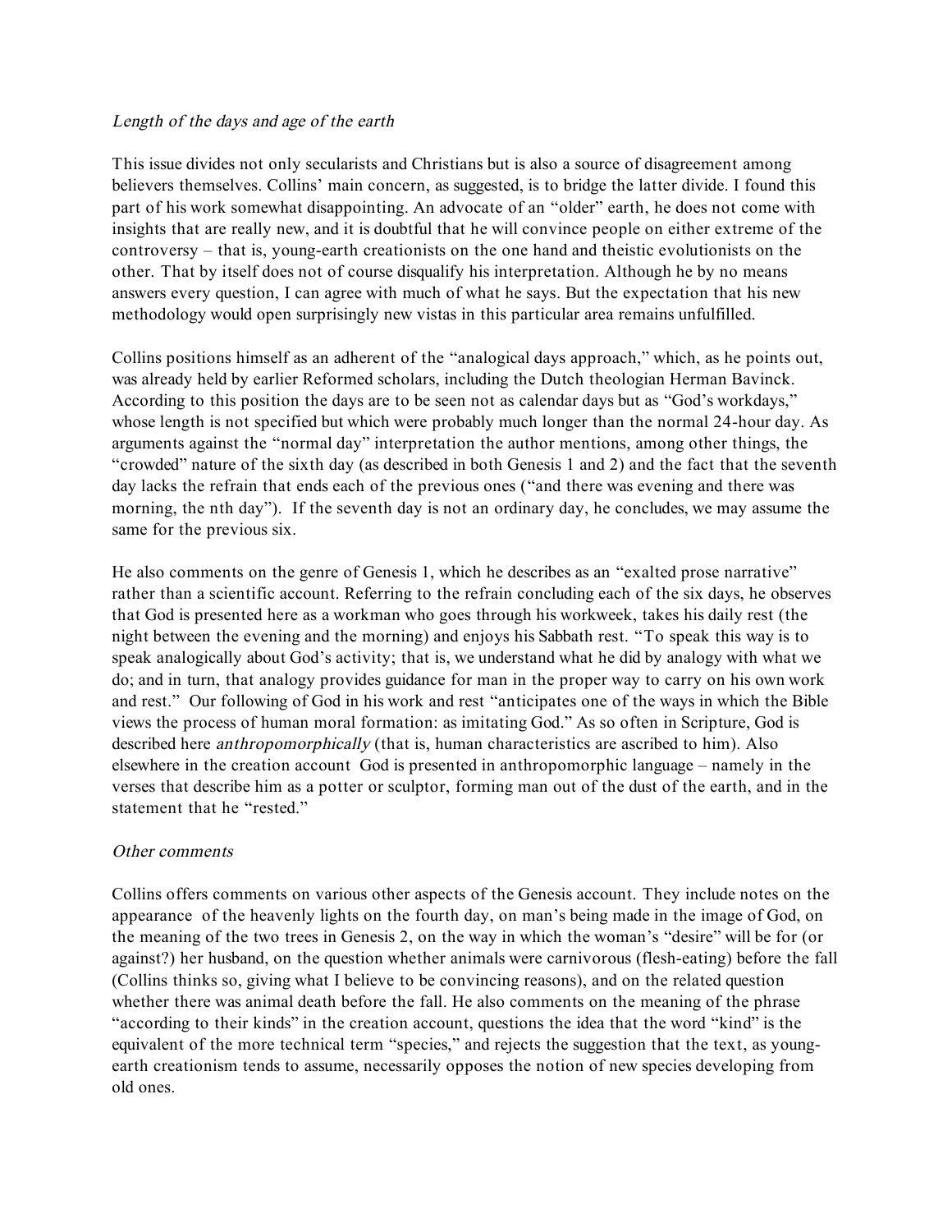*Length of the days and age of the earth*

This issue divides not only secularists and Christians but is also a source of disagreement among believers themselves. Collins' main concern, as suggested, is to bridge the latter divide. I found this part of his work somewhat disappointing. An advocate of an "older" earth, he does not come with insights that are really new, and it is doubtful that he will convince people on either extreme of the controversy – that is, young-earth creationists on the one hand and theistic evolutionists on the other. That by itself does not of course disqualify his interpretation. Although he by no means answers every question, I can agree with much of what he says. But the expectation that his new methodology would open surprisingly new vistas in this particular area remains unfulfilled.

Collins positions himself as an adherent of the "analogical days approach," which, as he points out, was already held by earlier Reformed scholars, including the Dutch theologian Herman Bavinck. According to this position the days are to be seen not as calendar days but as "God's workdays," whose length is not specified but which were probably much longer than the normal 24-hour day. As arguments against the "normal day" interpretation the author mentions, among other things, the "crowded" nature of the sixth day (as described in both Genesis 1 and 2) and the fact that the seventh day lacks the refrain that ends each of the previous ones ("and there was evening and there was morning, the nth day"). If the seventh day is not an ordinary day, he concludes, we may assume the same for the previous six.

He also comments on the genre of Genesis 1, which he describes as an "exalted prose narrative" rather than a scientific account. Referring to the refrain concluding each of the six days, he observes that God is presented here as a workman who goes through his workweek, takes his daily rest (the night between the evening and the morning) and enjoys his Sabbath rest. "To speak this way is to speak analogically about God's activity; that is, we understand what he did by analogy with what we do; and in turn, that analogy provides guidance for man in the proper way to carry on his own work and rest." Our following of God in his work and rest "anticipates one of the ways in which the Bible views the process of human moral formation: as imitating God." As so often in Scripture, God is described here *anthropomorphically* (that is, human characteristics are ascribed to him). Also elsewhere in the creation account God is presented in anthropomorphic language – namely in the verses that describe him as a potter or sculptor, forming man out of the dust of the earth, and in the statement that he "rested."

*Other comments*

Collins offers comments on various other aspects of the Genesis account. They include notes on the appearance of the heavenly lights on the fourth day, on man's being made in the image of God, on the meaning of the two trees in Genesis 2, on the way in which the woman's "desire" will be for (or against?) her husband, on the question whether animals were carnivorous (flesh-eating) before the fall (Collins thinks so, giving what I believe to be convincing reasons), and on the related question whether there was animal death before the fall. He also comments on the meaning of the phrase "according to their kinds" in the creation account, questions the idea that the word "kind" is the equivalent of the more technical term "species," and rejects the suggestion that the text, as young-earth creationism tends to assume, necessarily opposes the notion of new species developing from old ones.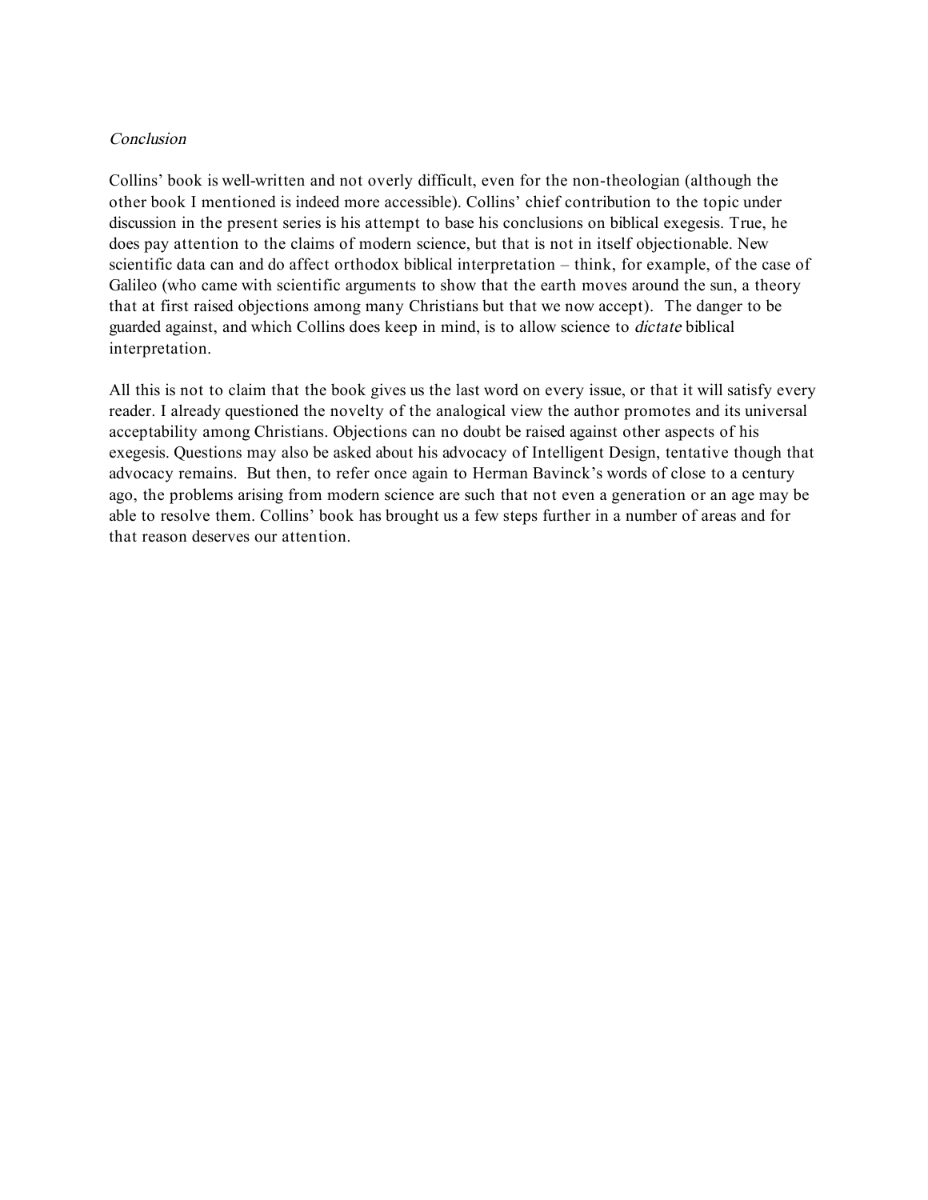*Conclusion*

Collins' book is well-written and not overly difficult, even for the non-theologian (although the other book I mentioned is indeed more accessible). Collins' chief contribution to the topic under discussion in the present series is his attempt to base his conclusions on biblical exegesis. True, he does pay attention to the claims of modern science, but that is not in itself objectionable. New scientific data can and do affect orthodox biblical interpretation – think, for example, of the case of Galileo (who came with scientific arguments to show that the earth moves around the sun, a theory that at first raised objections among many Christians but that we now accept). The danger to be guarded against, and which Collins does keep in mind, is to allow science to *dictate* biblical interpretation.

All this is not to claim that the book gives us the last word on every issue, or that it will satisfy every reader. I already questioned the novelty of the analogical view the author promotes and its universal acceptability among Christians. Objections can no doubt be raised against other aspects of his exegesis. Questions may also be asked about his advocacy of Intelligent Design, tentative though that advocacy remains. But then, to refer once again to Herman Bavinck's words of close to a century ago, the problems arising from modern science are such that not even a generation or an age may be able to resolve them. Collins' book has brought us a few steps further in a number of areas and for that reason deserves our attention.